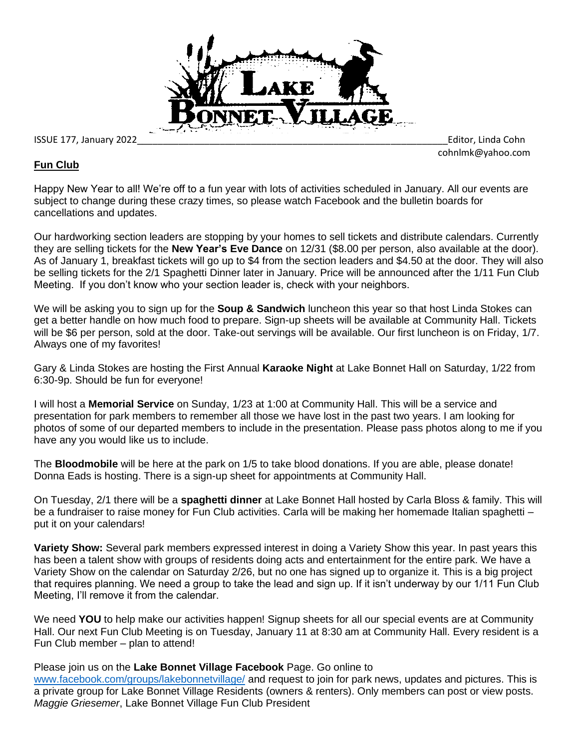# Lake Bonnet Village

ISSUE 177, January 2022 Editor, Linda Cohn
cohnlmk@yahoo.com

## Fun Club

Happy New Year to all! We're off to a fun year with lots of activities scheduled in January. All our events are subject to change during these crazy times, so please watch Facebook and the bulletin boards for cancellations and updates.

Our hardworking section leaders are stopping by your homes to sell tickets and distribute calendars. Currently they are selling tickets for the **New Year's Eve Dance** on 12/31 ($8.00 per person, also available at the door). As of January 1, breakfast tickets will go up to $4 from the section leaders and $4.50 at the door. They will also be selling tickets for the 2/1 Spaghetti Dinner later in January. Price will be announced after the 1/11 Fun Club Meeting. If you don't know who your section leader is, check with your neighbors.

We will be asking you to sign up for the **Soup & Sandwich** luncheon this year so that host Linda Stokes can get a better handle on how much food to prepare. Sign-up sheets will be available at Community Hall. Tickets will be $6 per person, sold at the door. Take-out servings will be available. Our first luncheon is on Friday, 1/7. Always one of my favorites!

Gary & Linda Stokes are hosting the First Annual **Karaoke Night** at Lake Bonnet Hall on Saturday, 1/22 from 6:30-9p. Should be fun for everyone!

I will host a **Memorial Service** on Sunday, 1/23 at 1:00 at Community Hall. This will be a service and presentation for park members to remember all those we have lost in the past two years. I am looking for photos of some of our departed members to include in the presentation. Please pass photos along to me if you have any you would like us to include.

The **Bloodmobile** will be here at the park on 1/5 to take blood donations. If you are able, please donate! Donna Eads is hosting. There is a sign-up sheet for appointments at Community Hall.

On Tuesday, 2/1 there will be a **spaghetti dinner** at Lake Bonnet Hall hosted by Carla Bloss & family. This will be a fundraiser to raise money for Fun Club activities. Carla will be making her homemade Italian spaghetti – put it on your calendars!

**Variety Show:** Several park members expressed interest in doing a Variety Show this year. In past years this has been a talent show with groups of residents doing acts and entertainment for the entire park. We have a Variety Show on the calendar on Saturday 2/26, but no one has signed up to organize it. This is a big project that requires planning. We need a group to take the lead and sign up. If it isn't underway by our 1/11 Fun Club Meeting, I'll remove it from the calendar.

We need **YOU** to help make our activities happen! Signup sheets for all our special events are at Community Hall. Our next Fun Club Meeting is on Tuesday, January 11 at 8:30 am at Community Hall. Every resident is a Fun Club member – plan to attend!

Please join us on the **Lake Bonnet Village Facebook** Page. Go online to www.facebook.com/groups/lakebonnetvillage/ and request to join for park news, updates and pictures. This is a private group for Lake Bonnet Village Residents (owners & renters). Only members can post or view posts.
*Maggie Griesemer*, Lake Bonnet Village Fun Club President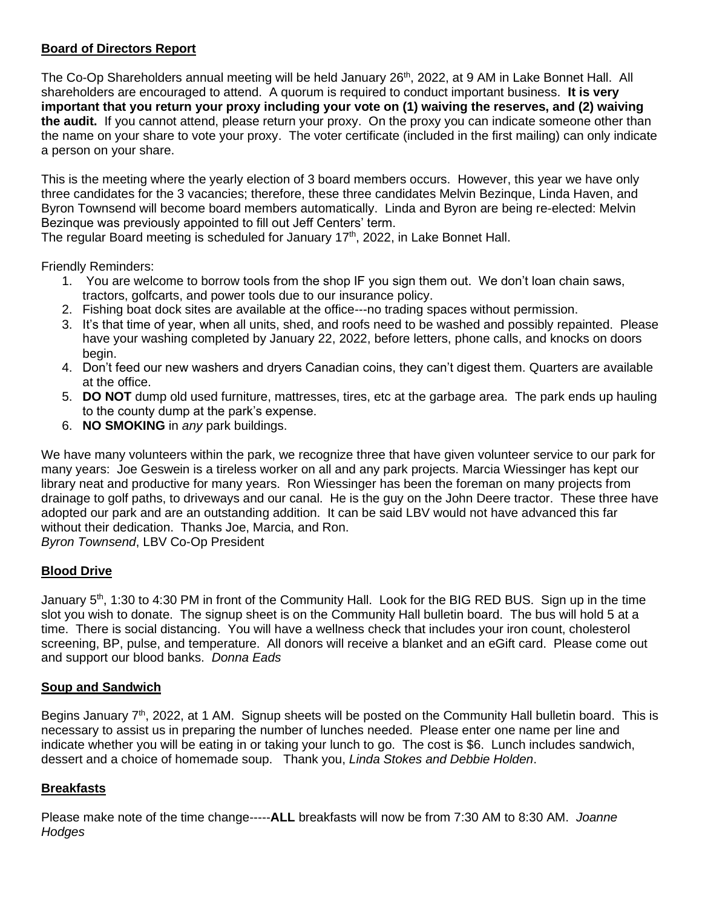## **Board of Directors Report**

The Co-Op Shareholders annual meeting will be held January 26th, 2022, at 9 AM in Lake Bonnet Hall. All shareholders are encouraged to attend. A quorum is required to conduct important business. **It is very important that you return your proxy including your vote on (1) waiving the reserves, and (2) waiving the audit.** If you cannot attend, please return your proxy. On the proxy you can indicate someone other than the name on your share to vote your proxy. The voter certificate (included in the first mailing) can only indicate a person on your share.

This is the meeting where the yearly election of 3 board members occurs. However, this year we have only three candidates for the 3 vacancies; therefore, these three candidates Melvin Bezinque, Linda Haven, and Byron Townsend will become board members automatically. Linda and Byron are being re-elected: Melvin Bezinque was previously appointed to fill out Jeff Centers' term.
The regular Board meeting is scheduled for January 17th, 2022, in Lake Bonnet Hall.

Friendly Reminders:

1. You are welcome to borrow tools from the shop IF you sign them out. We don't loan chain saws, tractors, golfcarts, and power tools due to our insurance policy.
2. Fishing boat dock sites are available at the office---no trading spaces without permission.
3. It's that time of year, when all units, shed, and roofs need to be washed and possibly repainted. Please have your washing completed by January 22, 2022, before letters, phone calls, and knocks on doors begin.
4. Don't feed our new washers and dryers Canadian coins, they can't digest them. Quarters are available at the office.
5. **DO NOT** dump old used furniture, mattresses, tires, etc at the garbage area. The park ends up hauling to the county dump at the park's expense.
6. **NO SMOKING** in *any* park buildings.

We have many volunteers within the park, we recognize three that have given volunteer service to our park for many years: Joe Geswein is a tireless worker on all and any park projects. Marcia Wiessinger has kept our library neat and productive for many years. Ron Wiessinger has been the foreman on many projects from drainage to golf paths, to driveways and our canal. He is the guy on the John Deere tractor. These three have adopted our park and are an outstanding addition. It can be said LBV would not have advanced this far without their dedication. Thanks Joe, Marcia, and Ron.
*Byron Townsend*, LBV Co-Op President

## **Blood Drive**

January 5th, 1:30 to 4:30 PM in front of the Community Hall. Look for the BIG RED BUS. Sign up in the time slot you wish to donate. The signup sheet is on the Community Hall bulletin board. The bus will hold 5 at a time. There is social distancing. You will have a wellness check that includes your iron count, cholesterol screening, BP, pulse, and temperature. All donors will receive a blanket and an eGift card. Please come out and support our blood banks. *Donna Eads*

## **Soup and Sandwich**

Begins January 7th, 2022, at 1 AM. Signup sheets will be posted on the Community Hall bulletin board. This is necessary to assist us in preparing the number of lunches needed. Please enter one name per line and indicate whether you will be eating in or taking your lunch to go. The cost is $6. Lunch includes sandwich, dessert and a choice of homemade soup. Thank you, *Linda Stokes and Debbie Holden*.

## **Breakfasts**

Please make note of the time change-----**ALL** breakfasts will now be from 7:30 AM to 8:30 AM. *Joanne Hodges*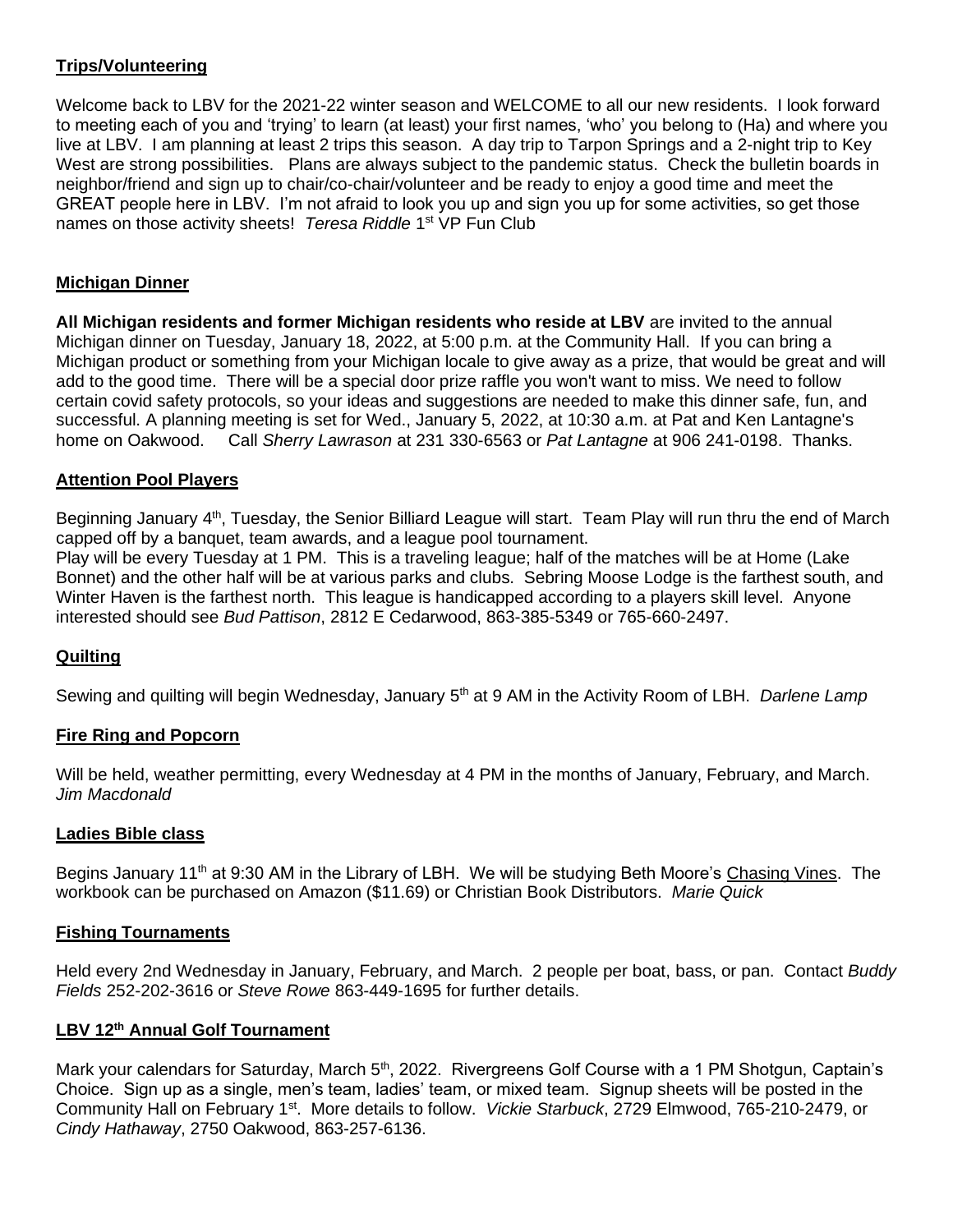## Trips/Volunteering

Welcome back to LBV for the 2021-22 winter season and WELCOME to all our new residents. I look forward to meeting each of you and 'trying' to learn (at least) your first names, 'who' you belong to (Ha) and where you live at LBV. I am planning at least 2 trips this season. A day trip to Tarpon Springs and a 2-night trip to Key West are strong possibilities. Plans are always subject to the pandemic status. Check the bulletin boards in neighbor/friend and sign up to chair/co-chair/volunteer and be ready to enjoy a good time and meet the GREAT people here in LBV. I'm not afraid to look you up and sign you up for some activities, so get those names on those activity sheets! *Teresa Riddle* 1st VP Fun Club

## Michigan Dinner

**All Michigan residents and former Michigan residents who reside at LBV** are invited to the annual Michigan dinner on Tuesday, January 18, 2022, at 5:00 p.m. at the Community Hall. If you can bring a Michigan product or something from your Michigan locale to give away as a prize, that would be great and will add to the good time. There will be a special door prize raffle you won't want to miss. We need to follow certain covid safety protocols, so your ideas and suggestions are needed to make this dinner safe, fun, and successful. A planning meeting is set for Wed., January 5, 2022, at 10:30 a.m. at Pat and Ken Lantagne's home on Oakwood. Call *Sherry Lawrason* at 231 330-6563 or *Pat Lantagne* at 906 241-0198. Thanks.

## Attention Pool Players

Beginning January 4th, Tuesday, the Senior Billiard League will start. Team Play will run thru the end of March capped off by a banquet, team awards, and a league pool tournament.
Play will be every Tuesday at 1 PM. This is a traveling league; half of the matches will be at Home (Lake Bonnet) and the other half will be at various parks and clubs. Sebring Moose Lodge is the farthest south, and Winter Haven is the farthest north. This league is handicapped according to a players skill level. Anyone interested should see *Bud Pattison*, 2812 E Cedarwood, 863-385-5349 or 765-660-2497.

## Quilting

Sewing and quilting will begin Wednesday, January 5th at 9 AM in the Activity Room of LBH. *Darlene Lamp*

## Fire Ring and Popcorn

Will be held, weather permitting, every Wednesday at 4 PM in the months of January, February, and March. *Jim Macdonald*

## Ladies Bible class

Begins January 11th at 9:30 AM in the Library of LBH. We will be studying Beth Moore's Chasing Vines. The workbook can be purchased on Amazon ($11.69) or Christian Book Distributors. *Marie Quick*

## Fishing Tournaments

Held every 2nd Wednesday in January, February, and March. 2 people per boat, bass, or pan. Contact *Buddy Fields* 252-202-3616 or *Steve Rowe* 863-449-1695 for further details.

## LBV 12th Annual Golf Tournament

Mark your calendars for Saturday, March 5th, 2022. Rivergreens Golf Course with a 1 PM Shotgun, Captain's Choice. Sign up as a single, men's team, ladies' team, or mixed team. Signup sheets will be posted in the Community Hall on February 1st. More details to follow. *Vickie Starbuck*, 2729 Elmwood, 765-210-2479, or *Cindy Hathaway*, 2750 Oakwood, 863-257-6136.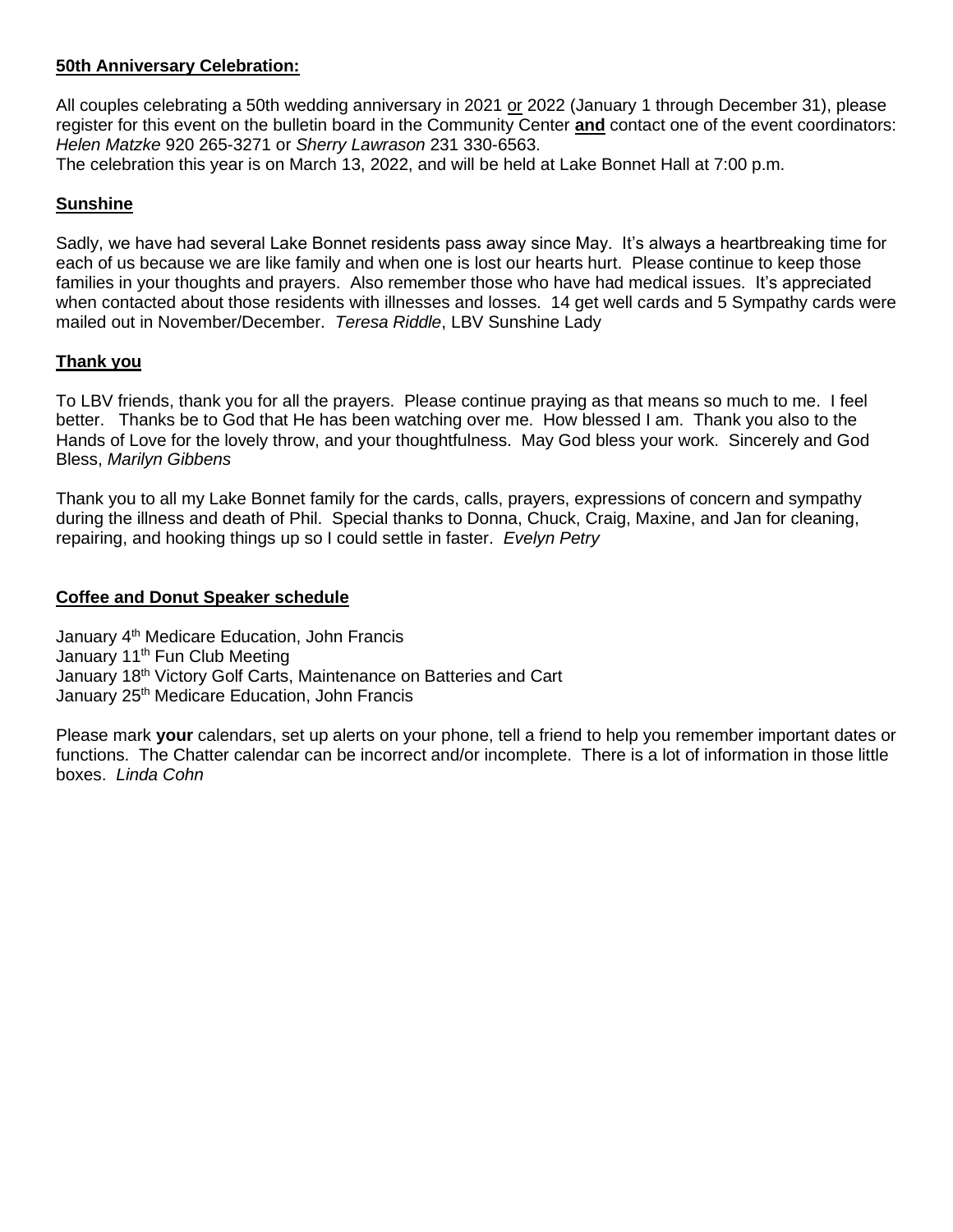**50th Anniversary Celebration:**

All couples celebrating a 50th wedding anniversary in 2021 <u>or</u> 2022 (January 1 through December 31), please register for this event on the bulletin board in the Community Center **<u>and</u>** contact one of the event coordinators: *Helen Matzke* 920 265-3271 or *Sherry Lawrason* 231 330-6563.
The celebration this year is on March 13, 2022, and will be held at Lake Bonnet Hall at 7:00 p.m.

**Sunshine**

Sadly, we have had several Lake Bonnet residents pass away since May. It's always a heartbreaking time for each of us because we are like family and when one is lost our hearts hurt. Please continue to keep those families in your thoughts and prayers. Also remember those who have had medical issues. It's appreciated when contacted about those residents with illnesses and losses. 14 get well cards and 5 Sympathy cards were mailed out in November/December. *Teresa Riddle*, LBV Sunshine Lady

**Thank you**

To LBV friends, thank you for all the prayers. Please continue praying as that means so much to me. I feel better. Thanks be to God that He has been watching over me. How blessed I am. Thank you also to the Hands of Love for the lovely throw, and your thoughtfulness. May God bless your work. Sincerely and God Bless, *Marilyn Gibbens*

Thank you to all my Lake Bonnet family for the cards, calls, prayers, expressions of concern and sympathy during the illness and death of Phil. Special thanks to Donna, Chuck, Craig, Maxine, and Jan for cleaning, repairing, and hooking things up so I could settle in faster. *Evelyn Petry*

**Coffee and Donut Speaker schedule**

January 4th Medicare Education, John Francis
January 11th Fun Club Meeting
January 18th Victory Golf Carts, Maintenance on Batteries and Cart
January 25th Medicare Education, John Francis

Please mark **your** calendars, set up alerts on your phone, tell a friend to help you remember important dates or functions. The Chatter calendar can be incorrect and/or incomplete. There is a lot of information in those little boxes. *Linda Cohn*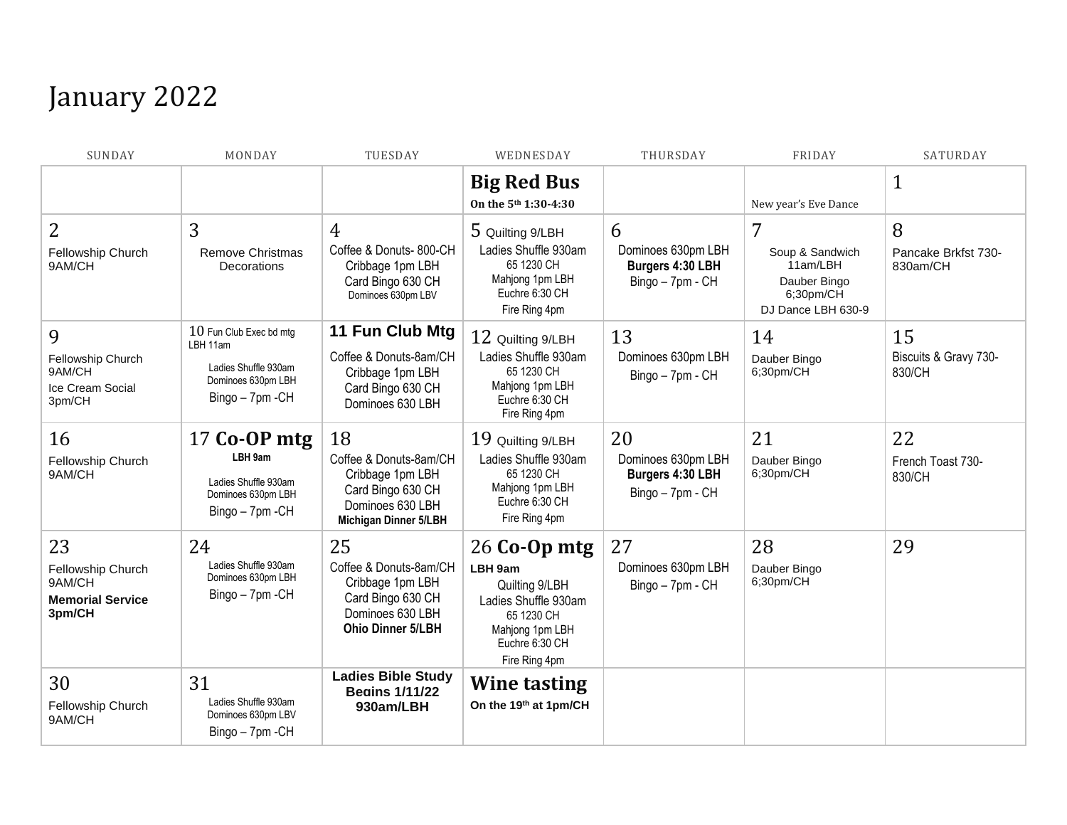# January 2022

| SUNDAY | MONDAY | TUESDAY | WEDNESDAY | THURSDAY | FRIDAY | SATURDAY |
|---|---|---|---|---|---|---|
| | | | **Big Red Bus** **On the 5th 1:30-4:30** | | New year's Eve Dance | 1 |
| 2 Fellowship Church 9AM/CH | 3 Remove Christmas Decorations | 4 Coffee & Donuts- 800-CH Cribbage 1pm LBH Card Bingo 630 CH Dominoes 630pm LBV | 5 Quilting 9/LBH Ladies Shuffle 930am 65 1230 CH Mahjong 1pm LBH Euchre 6:30 CH Fire Ring 4pm | 6 Dominoes 630pm LBH **Burgers 4:30 LBH** Bingo – 7pm - CH | 7 Soup & Sandwich 11am/LBH Dauber Bingo 6;30pm/CH DJ Dance LBH 630-9 | 8 Pancake Brkfst 730-830am/CH |
| 9 Fellowship Church 9AM/CH Ice Cream Social 3pm/CH | 10 Fun Club Exec bd mtg LBH 11am Ladies Shuffle 930am Dominoes 630pm LBH Bingo – 7pm -CH | **11 Fun Club Mtg** Coffee & Donuts-8am/CH Cribbage 1pm LBH Card Bingo 630 CH Dominoes 630 LBH | 12 Quilting 9/LBH Ladies Shuffle 930am 65 1230 CH Mahjong 1pm LBH Euchre 6:30 CH Fire Ring 4pm | 13 Dominoes 630pm LBH Bingo – 7pm - CH | 14 Dauber Bingo 6;30pm/CH | 15 Biscuits & Gravy 730-830/CH |
| 16 Fellowship Church 9AM/CH | 17 **Co-OP mtg** **LBH 9am** Ladies Shuffle 930am Dominoes 630pm LBH Bingo – 7pm -CH | 18 Coffee & Donuts-8am/CH Cribbage 1pm LBH Card Bingo 630 CH Dominoes 630 LBH **Michigan Dinner 5/LBH** | 19 Quilting 9/LBH Ladies Shuffle 930am 65 1230 CH Mahjong 1pm LBH Euchre 6:30 CH Fire Ring 4pm | 20 Dominoes 630pm LBH **Burgers 4:30 LBH** Bingo – 7pm - CH | 21 Dauber Bingo 6;30pm/CH | 22 French Toast 730-830/CH |
| 23 Fellowship Church 9AM/CH **Memorial Service 3pm/CH** | 24 Ladies Shuffle 930am Dominoes 630pm LBH Bingo – 7pm -CH | 25 Coffee & Donuts-8am/CH Cribbage 1pm LBH Card Bingo 630 CH Dominoes 630 LBH **Ohio Dinner 5/LBH** | 26 **Co-Op mtg** **LBH 9am** Quilting 9/LBH Ladies Shuffle 930am 65 1230 CH Mahjong 1pm LBH Euchre 6:30 CH Fire Ring 4pm | 27 Dominoes 630pm LBH Bingo – 7pm - CH | 28 Dauber Bingo 6;30pm/CH | 29 |
| 30 Fellowship Church 9AM/CH | 31 Ladies Shuffle 930am Dominoes 630pm LBV Bingo – 7pm -CH | **Ladies Bible Study Begins 1/11/22 930am/LBH** | **Wine tasting** **On the 19th at 1pm/CH** | | | |